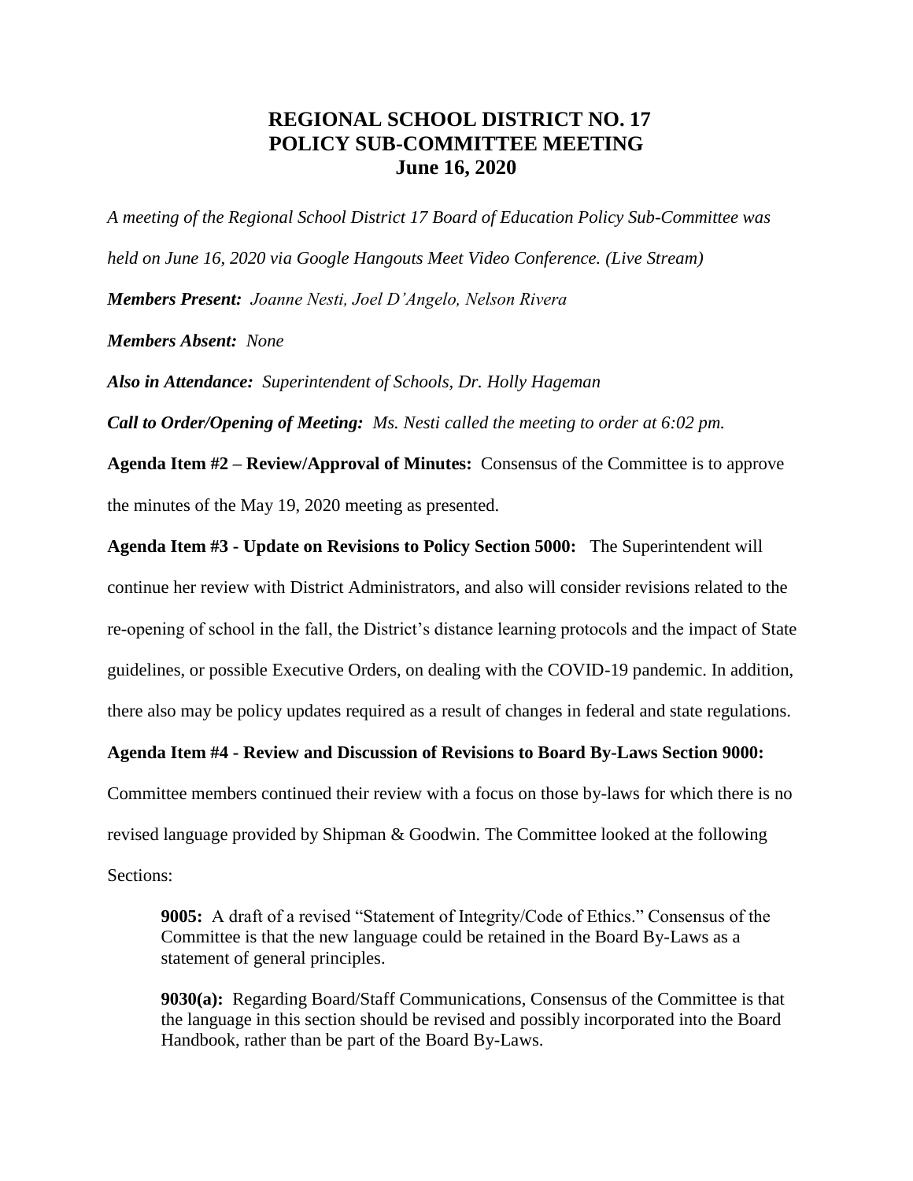# REGIONAL SCHOOL DISTRICT NO. 17
# POLICY SUB-COMMITTEE MEETING
# June 16, 2020

*A meeting of the Regional School District 17 Board of Education Policy Sub-Committee was held on June 16, 2020 via Google Hangouts Meet Video Conference. (Live Stream)*

***Members Present:*** *Joanne Nesti, Joel D'Angelo, Nelson Rivera*

***Members Absent:*** *None*

***Also in Attendance:*** *Superintendent of Schools, Dr. Holly Hageman*

***Call to Order/Opening of Meeting:*** *Ms. Nesti called the meeting to order at 6:02 pm.*

**Agenda Item #2 – Review/Approval of Minutes:** Consensus of the Committee is to approve the minutes of the May 19, 2020 meeting as presented.

**Agenda Item #3 - Update on Revisions to Policy Section 5000:** The Superintendent will continue her review with District Administrators, and also will consider revisions related to the re-opening of school in the fall, the District's distance learning protocols and the impact of State guidelines, or possible Executive Orders, on dealing with the COVID-19 pandemic. In addition, there also may be policy updates required as a result of changes in federal and state regulations.

**Agenda Item #4 - Review and Discussion of Revisions to Board By-Laws Section 9000:** Committee members continued their review with a focus on those by-laws for which there is no revised language provided by Shipman & Goodwin. The Committee looked at the following Sections:

> **9005:** A draft of a revised "Statement of Integrity/Code of Ethics." Consensus of the Committee is that the new language could be retained in the Board By-Laws as a statement of general principles.
>
> **9030(a):** Regarding Board/Staff Communications, Consensus of the Committee is that the language in this section should be revised and possibly incorporated into the Board Handbook, rather than be part of the Board By-Laws.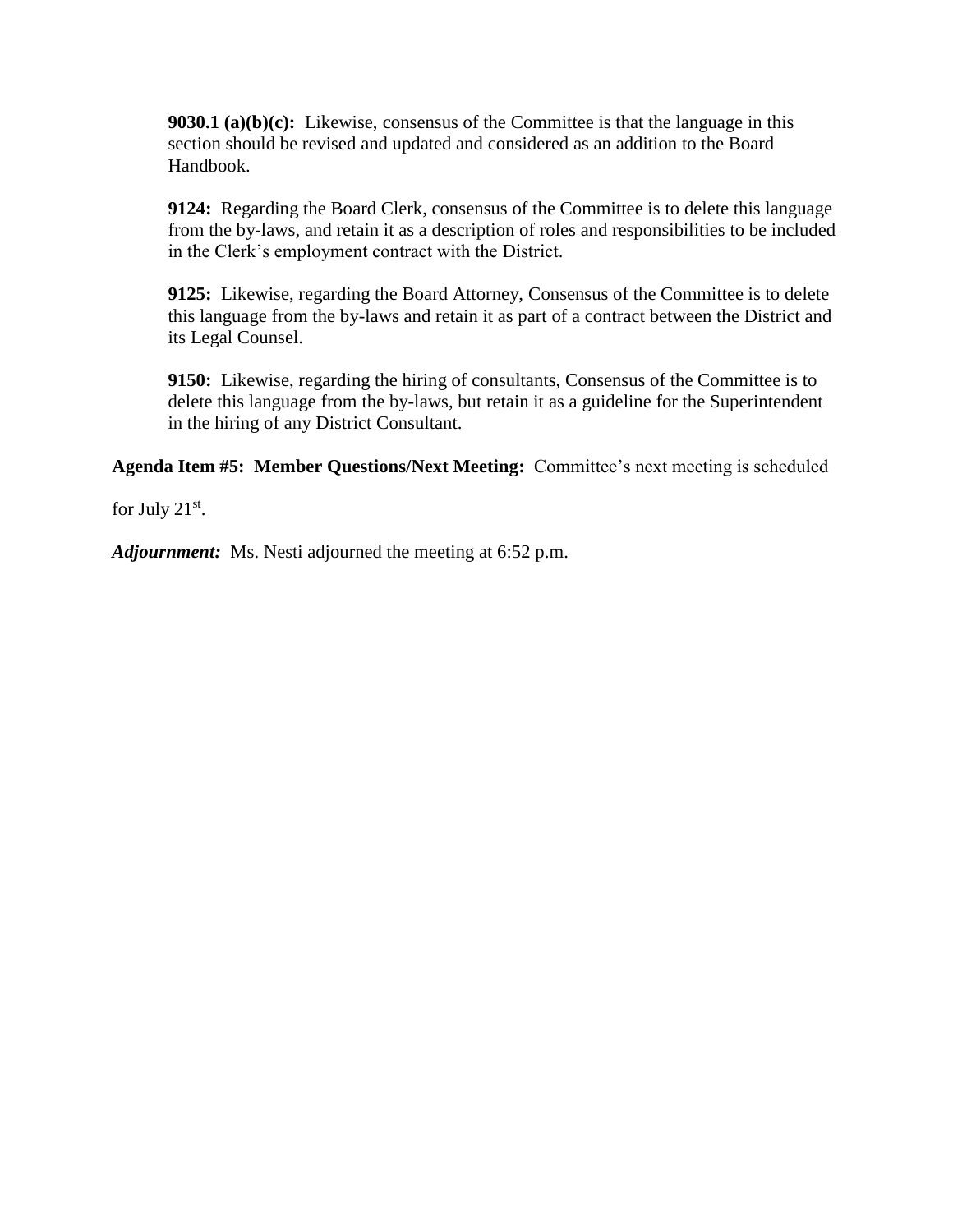**9030.1 (a)(b)(c):** Likewise, consensus of the Committee is that the language in this section should be revised and updated and considered as an addition to the Board Handbook.

**9124:** Regarding the Board Clerk, consensus of the Committee is to delete this language from the by-laws, and retain it as a description of roles and responsibilities to be included in the Clerk's employment contract with the District.

**9125:** Likewise, regarding the Board Attorney, Consensus of the Committee is to delete this language from the by-laws and retain it as part of a contract between the District and its Legal Counsel.

**9150:** Likewise, regarding the hiring of consultants, Consensus of the Committee is to delete this language from the by-laws, but retain it as a guideline for the Superintendent in the hiring of any District Consultant.

**Agenda Item #5: Member Questions/Next Meeting:** Committee's next meeting is scheduled for July 21st.

***Adjournment:*** Ms. Nesti adjourned the meeting at 6:52 p.m.